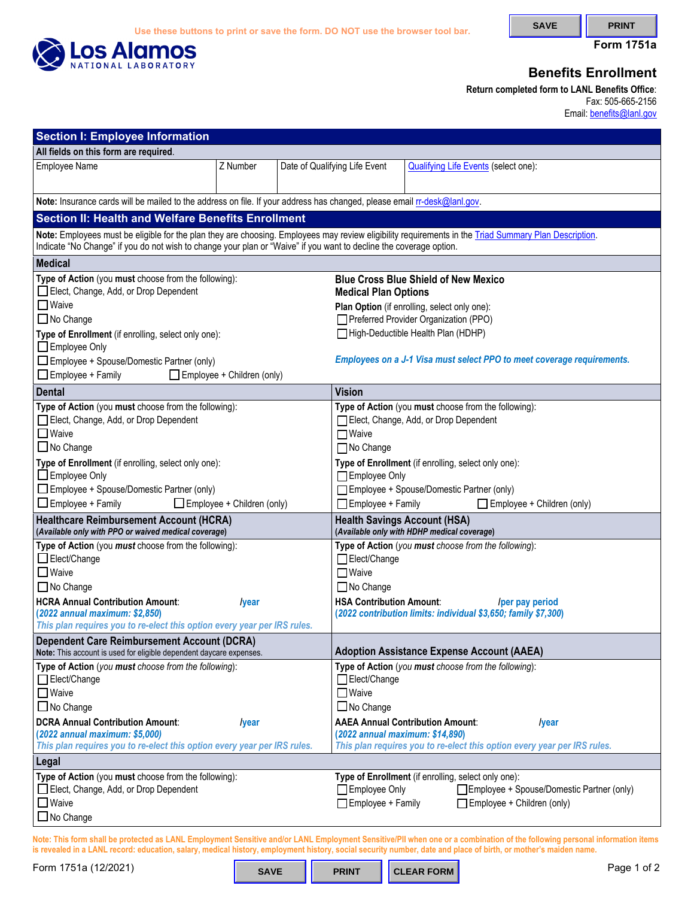Use these buttons to print or save the form. DO NOT use the browser tool bar.

**Los Alamos National Laboratory**

**Form 1751a**

# Benefits Enrollment

**Return completed form to LANL Benefits Office**:
Fax: 505-665-2156
Email: benefits@lanl.gov

## Section I: Employee Information

**All fields on this form are required**.

| Employee Name | Z Number | Date of Qualifying Life Event | Qualifying Life Events (select one): |
|---|---|---|---|
| | | | |

**Note:** Insurance cards will be mailed to the address on file. If your address has changed, please email rr-desk@lanl.gov.

## Section II: Health and Welfare Benefits Enrollment

**Note:** Employees must be eligible for the plan they are choosing. Employees may review eligibility requirements in the Triad Summary Plan Description. Indicate "No Change" if you do not wish to change your plan or "Waive" if you want to decline the coverage option.

### Medical

**Type of Action** (you **must** choose from the following):
- ☐ Elect, Change, Add, or Drop Dependent
- ☐ Waive
- ☐ No Change

**Type of Enrollment** (if enrolling, select only one):
- ☐ Employee Only
- ☐ Employee + Spouse/Domestic Partner (only)
- ☐ Employee + Family
- ☐ Employee + Children (only)

**Blue Cross Blue Shield of New Mexico Medical Plan Options**

**Plan Option** (if enrolling, select only one):
- ☐ Preferred Provider Organization (PPO)
- ☐ High-Deductible Health Plan (HDHP)

***Employees on a J-1 Visa must select PPO to meet coverage requirements.***

### Dental

**Type of Action** (you **must** choose from the following):
- ☐ Elect, Change, Add, or Drop Dependent
- ☐ Waive
- ☐ No Change

**Type of Enrollment** (if enrolling, select only one):
- ☐ Employee Only
- ☐ Employee + Spouse/Domestic Partner (only)
- ☐ Employee + Family
- ☐ Employee + Children (only)

### Vision

**Type of Action** (you **must** choose from the following):
- ☐ Elect, Change, Add, or Drop Dependent
- ☐ Waive
- ☐ No Change

**Type of Enrollment** (if enrolling, select only one):
- ☐ Employee Only
- ☐ Employee + Spouse/Domestic Partner (only)
- ☐ Employee + Family
- ☐ Employee + Children (only)

### Healthcare Reimbursement Account (HCRA)

***(Available only with PPO or waived medical coverage)***

**Type of Action** (you ***must*** choose from the following):
- ☐ Elect/Change
- ☐ Waive
- ☐ No Change

**HCRA Annual Contribution Amount**: ______ **/year**

***(2022 annual maximum: $2,850)***

*This plan requires you to re-elect this option every year per IRS rules.*

### Health Savings Account (HSA)

***(Available only with HDHP medical coverage)***

**Type of Action** (*you **must** choose from the following*):
- ☐ Elect/Change
- ☐ Waive
- ☐ No Change

**HSA Contribution Amount**: ______ **/per pay period**

***(2022 contribution limits: individual $3,650; family $7,300)***

### Dependent Care Reimbursement Account (DCRA)

**Note:** This account is used for eligible dependent daycare expenses.

**Type of Action** (*you **must** choose from the following*):
- ☐ Elect/Change
- ☐ Waive
- ☐ No Change

**DCRA Annual Contribution Amount**: ______ **/year**

***(2022 annual maximum: $5,000)***

*This plan requires you to re-elect this option every year per IRS rules.*

### Adoption Assistance Expense Account (AAEA)

**Type of Action** (*you **must** choose from the following*):
- ☐ Elect/Change
- ☐ Waive
- ☐ No Change

**AAEA Annual Contribution Amount**: ______ **/year**

***(2022 annual maximum: $14,890)***

*This plan requires you to re-elect this option every year per IRS rules.*

### Legal

**Type of Action** (you **must** choose from the following):
- ☐ Elect, Change, Add, or Drop Dependent
- ☐ Waive
- ☐ No Change

**Type of Enrollment** (if enrolling, select only one):
- ☐ Employee Only
- ☐ Employee + Spouse/Domestic Partner (only)
- ☐ Employee + Family
- ☐ Employee + Children (only)

**Note: This form shall be protected as LANL Employment Sensitive and/or LANL Employment Sensitive/PII when one or a combination of the following personal information items is revealed in a LANL record: education, salary, medical history, employment history, social security number, date and place of birth, or mother's maiden name.**

Form 1751a (12/2021)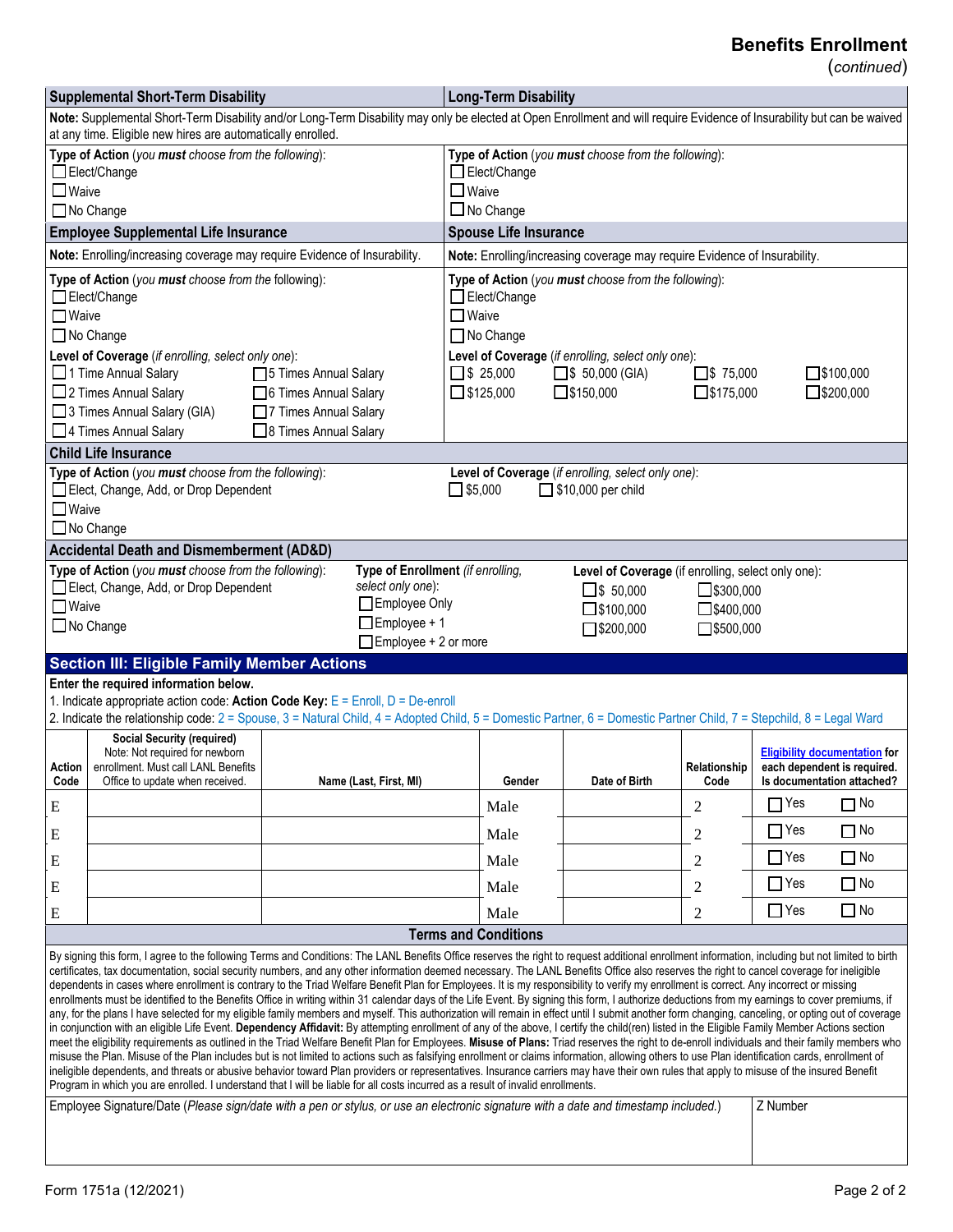# Benefits Enrollment

(*continued*)

| **Supplemental Short-Term Disability** | **Long-Term Disability** |
|---|---|
| **Note:** Supplemental Short-Term Disability and/or Long-Term Disability may only be elected at Open Enrollment and will require Evidence of Insurability but can be waived at any time. Eligible new hires are automatically enrolled. | |
| **Type of Action** (*you **must** choose from the following*):<br>☐ Elect/Change<br>☐ Waive<br>☐ No Change | **Type of Action** (*you **must** choose from the following*):<br>☐ Elect/Change<br>☐ Waive<br>☐ No Change |

| **Employee Supplemental Life Insurance** | **Spouse Life Insurance** |
|---|---|
| **Note:** Enrolling/increasing coverage may require Evidence of Insurability. | **Note:** Enrolling/increasing coverage may require Evidence of Insurability. |
| **Type of Action** (*you **must** choose from the* following):<br>☐ Elect/Change<br>☐ Waive<br>☐ No Change<br>**Level of Coverage** (*if enrolling, select only one*):<br>☐ 1 Times Annual Salary ☐ 5 Times Annual Salary<br>☐ 2 Times Annual Salary ☐ 6 Times Annual Salary<br>☐ 3 Times Annual Salary (GIA) ☐ 7 Times Annual Salary<br>☐ 4 Times Annual Salary ☐ 8 Times Annual Salary | **Type of Action** (*you **must** choose from the following*):<br>☐ Elect/Change<br>☐ Waive<br>☐ No Change<br>**Level of Coverage** (*if enrolling, select only one*):<br>☐ $ 25,000 ☐ $ 50,000 (GIA) ☐ $ 75,000 ☐ $100,000<br>☐ $125,000 ☐ $150,000 ☐ $175,000 ☐ $200,000 |

**Child Life Insurance**

**Type of Action** (*you **must** choose from the following*):
☐ Elect, Change, Add, or Drop Dependent
☐ Waive
☐ No Change

**Level of Coverage** (*if enrolling, select only one*):
☐ $5,000 ☐ $10,000 per child

**Accidental Death and Dismemberment (AD&D)**

**Type of Action** (*you **must** choose from the following*):
☐ Elect, Change, Add, or Drop Dependent
☐ Waive
☐ No Change

**Type of Enrollment** (*if enrolling, select only one*):
☐ Employee Only
☐ Employee + 1
☐ Employee + 2 or more

**Level of Coverage** (if enrolling, select only one):
☐ $ 50,000 ☐ $300,000
☐ $100,000 ☐ $400,000
☐ $200,000 ☐ $500,000

## Section III: Eligible Family Member Actions

**Enter the required information below.**

1. Indicate appropriate action code: **Action Code Key:** E = Enroll, D = De-enroll
2. Indicate the relationship code: 2 = Spouse, 3 = Natural Child, 4 = Adopted Child, 5 = Domestic Partner, 6 = Domestic Partner Child, 7 = Stepchild, 8 = Legal Ward

| Action Code | Social Security (required) Note: Not required for newborn enrollment. Must call LANL Benefits Office to update when received. | Name (Last, First, MI) | Gender | Date of Birth | Relationship Code | Eligibility documentation for each dependent is required. Is documentation attached? |
|---|---|---|---|---|---|---|
| E | | | Male | | 2 | ☐ Yes ☐ No |
| E | | | Male | | 2 | ☐ Yes ☐ No |
| E | | | Male | | 2 | ☐ Yes ☐ No |
| E | | | Male | | 2 | ☐ Yes ☐ No |
| E | | | Male | | 2 | ☐ Yes ☐ No |

**Terms and Conditions**

By signing this form, I agree to the following Terms and Conditions: The LANL Benefits Office reserves the right to request additional enrollment information, including but not limited to birth certificates, tax documentation, social security numbers, and any other information deemed necessary. The LANL Benefits Office also reserves the right to cancel coverage for ineligible dependents in cases where enrollment is contrary to the Triad Welfare Benefit Plan for Employees. It is my responsibility to verify my enrollment is correct. Any incorrect or missing enrollments must be identified to the Benefits Office in writing within 31 calendar days of the Life Event. By signing this form, I authorize deductions from my earnings to cover premiums, if any, for the plans I have selected for my eligible family members and myself. This authorization will remain in effect until I submit another form changing, canceling, or opting out of coverage in conjunction with an eligible Life Event. **Dependency Affidavit:** By attempting enrollment of any of the above, I certify the child(ren) listed in the Eligible Family Member Actions section meet the eligibility requirements as outlined in the Triad Welfare Benefit Plan for Employees. **Misuse of Plans:** Triad reserves the right to de-enroll individuals and their family members who misuse the Plan. Misuse of the Plan includes but is not limited to actions such as falsifying enrollment or claims information, allowing others to use Plan identification cards, enrollment of ineligible dependents, and threats or abusive behavior toward Plan providers or representatives. Insurance carriers may have their own rules that apply to misuse of the insured Benefit Program in which you are enrolled. I understand that I will be liable for all costs incurred as a result of invalid enrollments.

| Employee Signature/Date (*Please sign/date with a pen or stylus, or use an electronic signature with a date and timestamp included.*) | Z Number |
|---|---|
| | |

Form 1751a (12/2021)